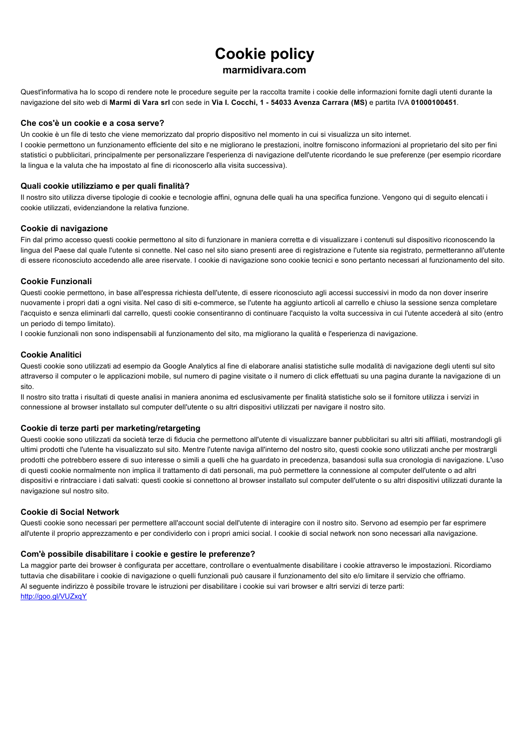# Cookie policy

## marmidivara.com

Quest'informativa ha lo scopo di rendere note le procedure seguite per la raccolta tramite i cookie delle informazioni fornite dagli utenti durante la navigazione del sito web di **Marmi di Vara srl** con sede in **Via I. Cocchi, 1 - 54033 Avenza Carrara (MS)** e partita IVA **01000100451**.

### Che cos'è un cookie e a cosa serve?

Un cookie è un file di testo che viene memorizzato dal proprio dispositivo nel momento in cui si visualizza un sito internet.
I cookie permettono un funzionamento efficiente del sito e ne migliorano le prestazioni, inoltre forniscono informazioni al proprietario del sito per fini statistici o pubblicitari, principalmente per personalizzare l'esperienza di navigazione dell'utente ricordando le sue preferenze (per esempio ricordare la lingua e la valuta che ha impostato al fine di riconoscerlo alla visita successiva).

### Quali cookie utilizziamo e per quali finalità?

Il nostro sito utilizza diverse tipologie di cookie e tecnologie affini, ognuna delle quali ha una specifica funzione. Vengono qui di seguito elencati i cookie utilizzati, evidenziandone la relativa funzione.

### Cookie di navigazione

Fin dal primo accesso questi cookie permettono al sito di funzionare in maniera corretta e di visualizzare i contenuti sul dispositivo riconoscendo la lingua del Paese dal quale l'utente si connette. Nel caso nel sito siano presenti aree di registrazione e l'utente sia registrato, permetteranno all'utente di essere riconosciuto accedendo alle aree riservate. I cookie di navigazione sono cookie tecnici e sono pertanto necessari al funzionamento del sito.

### Cookie Funzionali

Questi cookie permettono, in base all'espressa richiesta dell'utente, di essere riconosciuto agli accessi successivi in modo da non dover inserire nuovamente i propri dati a ogni visita. Nel caso di siti e-commerce, se l'utente ha aggiunto articoli al carrello e chiuso la sessione senza completare l'acquisto e senza eliminarli dal carrello, questi cookie consentiranno di continuare l'acquisto la volta successiva in cui l'utente accederà al sito (entro un periodo di tempo limitato).
I cookie funzionali non sono indispensabili al funzionamento del sito, ma migliorano la qualità e l'esperienza di navigazione.

### Cookie Analitici

Questi cookie sono utilizzati ad esempio da Google Analytics al fine di elaborare analisi statistiche sulle modalità di navigazione degli utenti sul sito attraverso il computer o le applicazioni mobile, sul numero di pagine visitate o il numero di click effettuati su una pagina durante la navigazione di un sito.
Il nostro sito tratta i risultati di queste analisi in maniera anonima ed esclusivamente per finalità statistiche solo se il fornitore utilizza i servizi in connessione al browser installato sul computer dell'utente o su altri dispositivi utilizzati per navigare il nostro sito.

### Cookie di terze parti per marketing/retargeting

Questi cookie sono utilizzati da società terze di fiducia che permettono all'utente di visualizzare banner pubblicitari su altri siti affiliati, mostrandogli gli ultimi prodotti che l'utente ha visualizzato sul sito. Mentre l'utente naviga all'interno del nostro sito, questi cookie sono utilizzati anche per mostrargli prodotti che potrebbero essere di suo interesse o simili a quelli che ha guardato in precedenza, basandosi sulla sua cronologia di navigazione. L'uso di questi cookie normalmente non implica il trattamento di dati personali, ma può permettere la connessione al computer dell'utente o ad altri dispositivi e rintracciare i dati salvati: questi cookie si connettono al browser installato sul computer dell'utente o su altri dispositivi utilizzati durante la navigazione sul nostro sito.

### Cookie di Social Network

Questi cookie sono necessari per permettere all'account social dell'utente di interagire con il nostro sito. Servono ad esempio per far esprimere all'utente il proprio apprezzamento e per condividerlo con i propri amici social. I cookie di social network non sono necessari alla navigazione.

### Com'è possibile disabilitare i cookie e gestire le preferenze?

La maggior parte dei browser è configurata per accettare, controllare o eventualmente disabilitare i cookie attraverso le impostazioni. Ricordiamo tuttavia che disabilitare i cookie di navigazione o quelli funzionali può causare il funzionamento del sito e/o limitare il servizio che offriamo.
Al seguente indirizzo è possibile trovare le istruzioni per disabilitare i cookie sui vari browser e altri servizi di terze parti:
[http://goo.gl/VUZxqY](http://goo.gl/VUZxqY)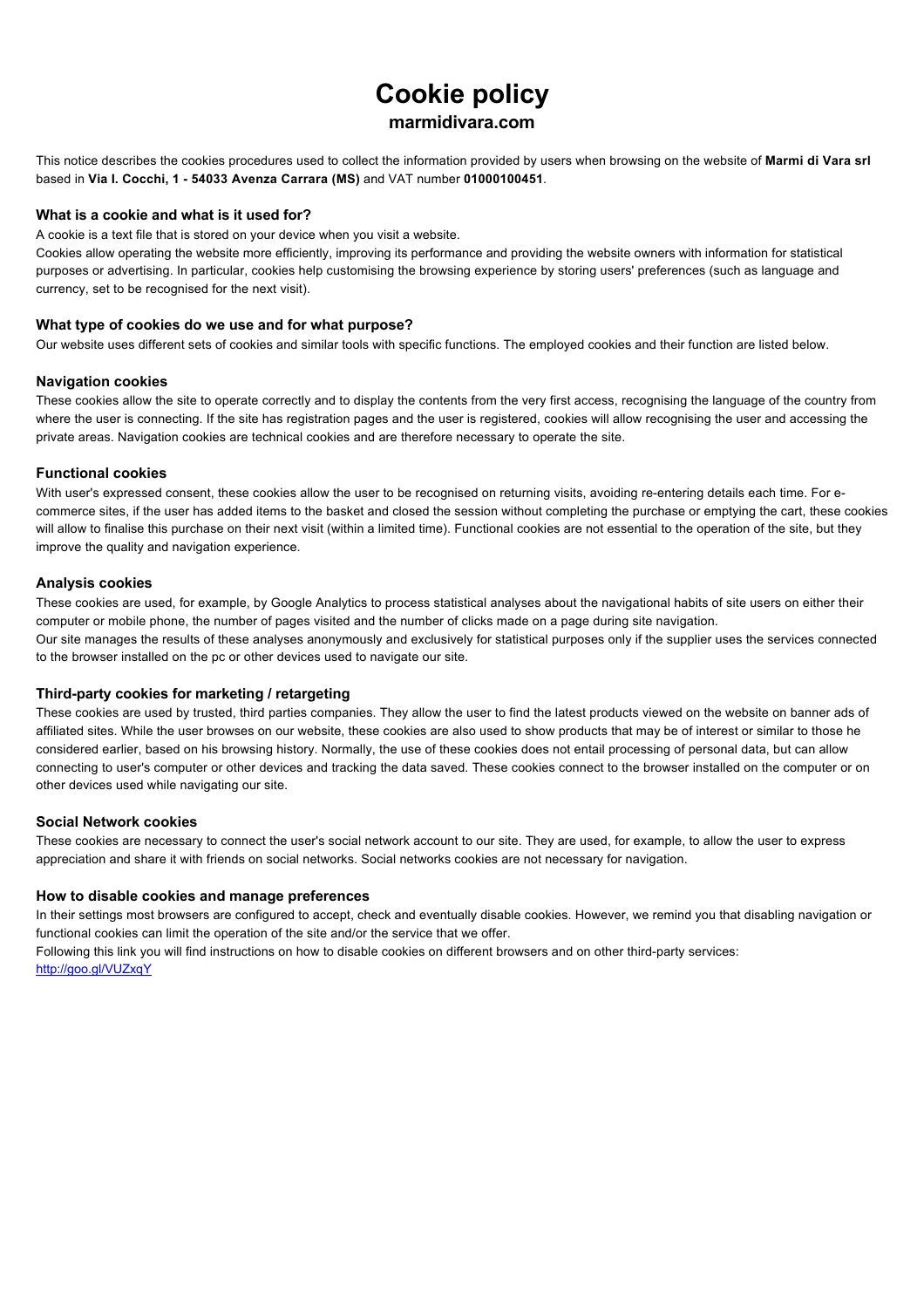# Cookie policy

## marmidivara.com

This notice describes the cookies procedures used to collect the information provided by users when browsing on the website of **Marmi di Vara srl** based in **Via I. Cocchi, 1 - 54033 Avenza Carrara (MS)** and VAT number **01000100451**.

### What is a cookie and what is it used for?

A cookie is a text file that is stored on your device when you visit a website.
Cookies allow operating the website more efficiently, improving its performance and providing the website owners with information for statistical purposes or advertising. In particular, cookies help customising the browsing experience by storing users' preferences (such as language and currency, set to be recognised for the next visit).

### What type of cookies do we use and for what purpose?

Our website uses different sets of cookies and similar tools with specific functions. The employed cookies and their function are listed below.

### Navigation cookies

These cookies allow the site to operate correctly and to display the contents from the very first access, recognising the language of the country from where the user is connecting. If the site has registration pages and the user is registered, cookies will allow recognising the user and accessing the private areas. Navigation cookies are technical cookies and are therefore necessary to operate the site.

### Functional cookies

With user's expressed consent, these cookies allow the user to be recognised on returning visits, avoiding re-entering details each time. For e-commerce sites, if the user has added items to the basket and closed the session without completing the purchase or emptying the cart, these cookies will allow to finalise this purchase on their next visit (within a limited time). Functional cookies are not essential to the operation of the site, but they improve the quality and navigation experience.

### Analysis cookies

These cookies are used, for example, by Google Analytics to process statistical analyses about the navigational habits of site users on either their computer or mobile phone, the number of pages visited and the number of clicks made on a page during site navigation.
Our site manages the results of these analyses anonymously and exclusively for statistical purposes only if the supplier uses the services connected to the browser installed on the pc or other devices used to navigate our site.

### Third-party cookies for marketing / retargeting

These cookies are used by trusted, third parties companies. They allow the user to find the latest products viewed on the website on banner ads of affiliated sites. While the user browses on our website, these cookies are also used to show products that may be of interest or similar to those he considered earlier, based on his browsing history. Normally, the use of these cookies does not entail processing of personal data, but can allow connecting to user's computer or other devices and tracking the data saved. These cookies connect to the browser installed on the computer or on other devices used while navigating our site.

### Social Network cookies

These cookies are necessary to connect the user's social network account to our site. They are used, for example, to allow the user to express appreciation and share it with friends on social networks. Social networks cookies are not necessary for navigation.

### How to disable cookies and manage preferences

In their settings most browsers are configured to accept, check and eventually disable cookies. However, we remind you that disabling navigation or functional cookies can limit the operation of the site and/or the service that we offer.
Following this link you will find instructions on how to disable cookies on different browsers and on other third-party services:
http://goo.gl/VUZxqY